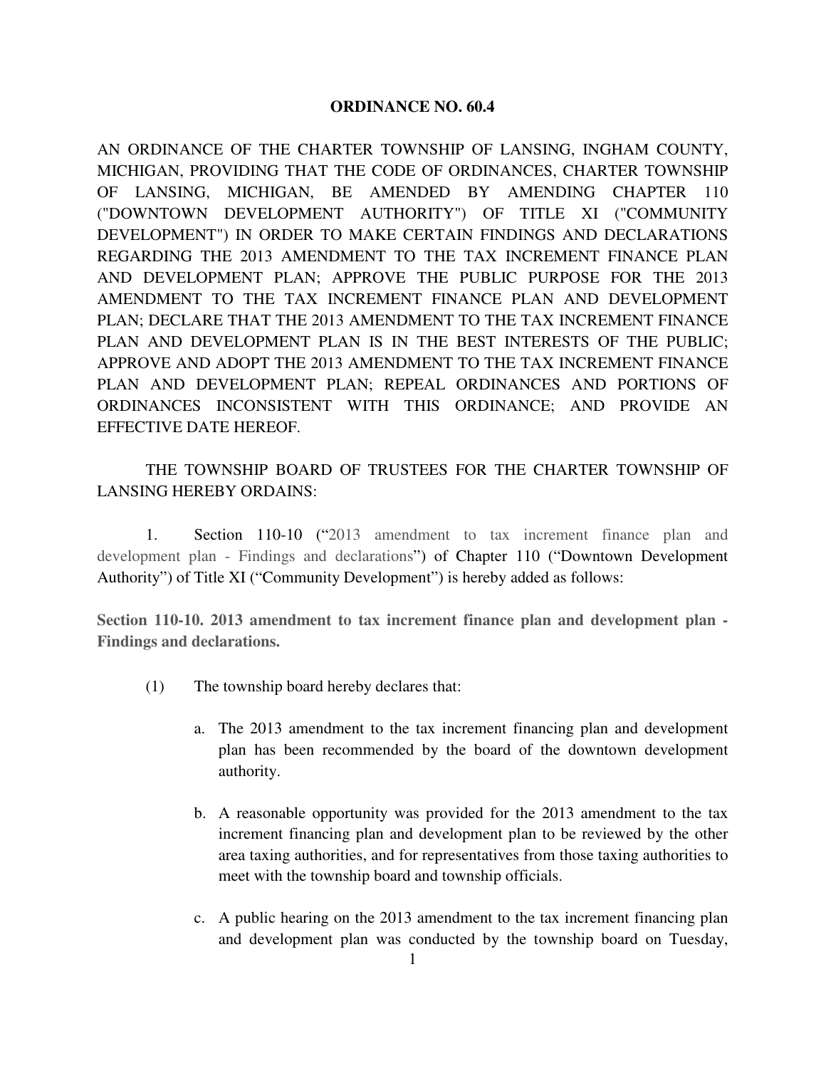# ORDINANCE NO. 60.4

AN ORDINANCE OF THE CHARTER TOWNSHIP OF LANSING, INGHAM COUNTY, MICHIGAN, PROVIDING THAT THE CODE OF ORDINANCES, CHARTER TOWNSHIP OF LANSING, MICHIGAN, BE AMENDED BY AMENDING CHAPTER 110 ("DOWNTOWN DEVELOPMENT AUTHORITY") OF TITLE XI ("COMMUNITY DEVELOPMENT") IN ORDER TO MAKE CERTAIN FINDINGS AND DECLARATIONS REGARDING THE 2013 AMENDMENT TO THE TAX INCREMENT FINANCE PLAN AND DEVELOPMENT PLAN; APPROVE THE PUBLIC PURPOSE FOR THE 2013 AMENDMENT TO THE TAX INCREMENT FINANCE PLAN AND DEVELOPMENT PLAN; DECLARE THAT THE 2013 AMENDMENT TO THE TAX INCREMENT FINANCE PLAN AND DEVELOPMENT PLAN IS IN THE BEST INTERESTS OF THE PUBLIC; APPROVE AND ADOPT THE 2013 AMENDMENT TO THE TAX INCREMENT FINANCE PLAN AND DEVELOPMENT PLAN; REPEAL ORDINANCES AND PORTIONS OF ORDINANCES INCONSISTENT WITH THIS ORDINANCE; AND PROVIDE AN EFFECTIVE DATE HEREOF.

THE TOWNSHIP BOARD OF TRUSTEES FOR THE CHARTER TOWNSHIP OF LANSING HEREBY ORDAINS:

1. Section 110-10 ("2013 amendment to tax increment finance plan and development plan - Findings and declarations") of Chapter 110 ("Downtown Development Authority") of Title XI ("Community Development") is hereby added as follows:

**Section 110-10. 2013 amendment to tax increment finance plan and development plan - Findings and declarations.**

(1) The township board hereby declares that:

a. The 2013 amendment to the tax increment financing plan and development plan has been recommended by the board of the downtown development authority.

b. A reasonable opportunity was provided for the 2013 amendment to the tax increment financing plan and development plan to be reviewed by the other area taxing authorities, and for representatives from those taxing authorities to meet with the township board and township officials.

c. A public hearing on the 2013 amendment to the tax increment financing plan and development plan was conducted by the township board on Tuesday,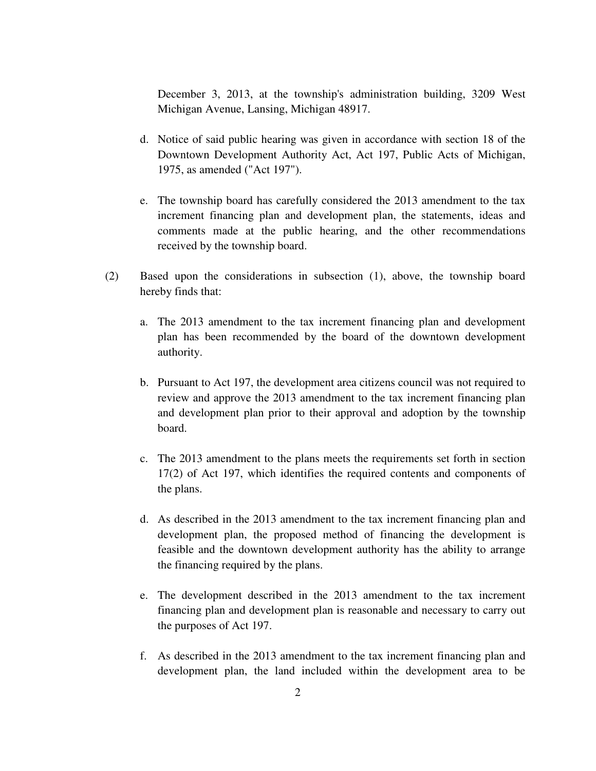December 3, 2013, at the township's administration building, 3209 West Michigan Avenue, Lansing, Michigan 48917.

d. Notice of said public hearing was given in accordance with section 18 of the Downtown Development Authority Act, Act 197, Public Acts of Michigan, 1975, as amended ("Act 197").

e. The township board has carefully considered the 2013 amendment to the tax increment financing plan and development plan, the statements, ideas and comments made at the public hearing, and the other recommendations received by the township board.

(2) Based upon the considerations in subsection (1), above, the township board hereby finds that:

a. The 2013 amendment to the tax increment financing plan and development plan has been recommended by the board of the downtown development authority.

b. Pursuant to Act 197, the development area citizens council was not required to review and approve the 2013 amendment to the tax increment financing plan and development plan prior to their approval and adoption by the township board.

c. The 2013 amendment to the plans meets the requirements set forth in section 17(2) of Act 197, which identifies the required contents and components of the plans.

d. As described in the 2013 amendment to the tax increment financing plan and development plan, the proposed method of financing the development is feasible and the downtown development authority has the ability to arrange the financing required by the plans.

e. The development described in the 2013 amendment to the tax increment financing plan and development plan is reasonable and necessary to carry out the purposes of Act 197.

f. As described in the 2013 amendment to the tax increment financing plan and development plan, the land included within the development area to be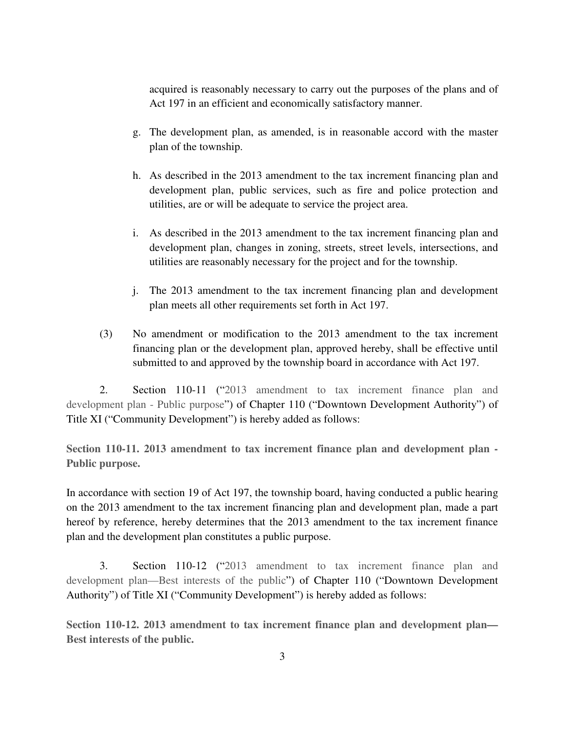acquired is reasonably necessary to carry out the purposes of the plans and of Act 197 in an efficient and economically satisfactory manner.

g. The development plan, as amended, is in reasonable accord with the master plan of the township.

h. As described in the 2013 amendment to the tax increment financing plan and development plan, public services, such as fire and police protection and utilities, are or will be adequate to service the project area.

i. As described in the 2013 amendment to the tax increment financing plan and development plan, changes in zoning, streets, street levels, intersections, and utilities are reasonably necessary for the project and for the township.

j. The 2013 amendment to the tax increment financing plan and development plan meets all other requirements set forth in Act 197.

(3) No amendment or modification to the 2013 amendment to the tax increment financing plan or the development plan, approved hereby, shall be effective until submitted to and approved by the township board in accordance with Act 197.

2. Section 110-11 ("2013 amendment to tax increment finance plan and development plan - Public purpose") of Chapter 110 ("Downtown Development Authority") of Title XI ("Community Development") is hereby added as follows:

**Section 110-11. 2013 amendment to tax increment finance plan and development plan - Public purpose.**

In accordance with section 19 of Act 197, the township board, having conducted a public hearing on the 2013 amendment to the tax increment financing plan and development plan, made a part hereof by reference, hereby determines that the 2013 amendment to the tax increment finance plan and the development plan constitutes a public purpose.

3. Section 110-12 ("2013 amendment to tax increment finance plan and development plan—Best interests of the public") of Chapter 110 ("Downtown Development Authority") of Title XI ("Community Development") is hereby added as follows:

**Section 110-12. 2013 amendment to tax increment finance plan and development plan—Best interests of the public.**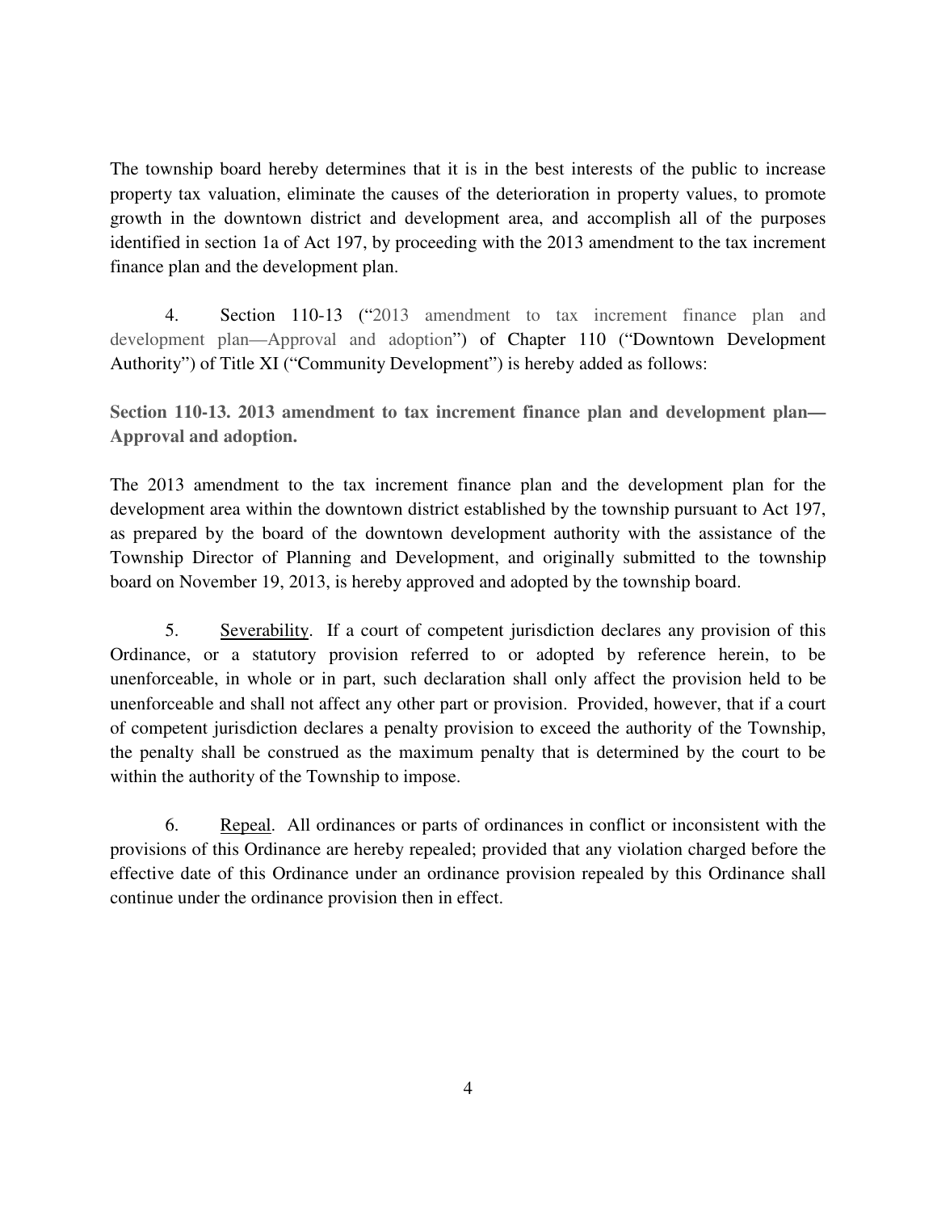The township board hereby determines that it is in the best interests of the public to increase property tax valuation, eliminate the causes of the deterioration in property values, to promote growth in the downtown district and development area, and accomplish all of the purposes identified in section 1a of Act 197, by proceeding with the 2013 amendment to the tax increment finance plan and the development plan.

4. Section 110-13 ("2013 amendment to tax increment finance plan and development plan—Approval and adoption") of Chapter 110 ("Downtown Development Authority") of Title XI ("Community Development") is hereby added as follows:

**Section 110-13. 2013 amendment to tax increment finance plan and development plan—Approval and adoption.**

The 2013 amendment to the tax increment finance plan and the development plan for the development area within the downtown district established by the township pursuant to Act 197, as prepared by the board of the downtown development authority with the assistance of the Township Director of Planning and Development, and originally submitted to the township board on November 19, 2013, is hereby approved and adopted by the township board.

5. Severability. If a court of competent jurisdiction declares any provision of this Ordinance, or a statutory provision referred to or adopted by reference herein, to be unenforceable, in whole or in part, such declaration shall only affect the provision held to be unenforceable and shall not affect any other part or provision. Provided, however, that if a court of competent jurisdiction declares a penalty provision to exceed the authority of the Township, the penalty shall be construed as the maximum penalty that is determined by the court to be within the authority of the Township to impose.

6. Repeal. All ordinances or parts of ordinances in conflict or inconsistent with the provisions of this Ordinance are hereby repealed; provided that any violation charged before the effective date of this Ordinance under an ordinance provision repealed by this Ordinance shall continue under the ordinance provision then in effect.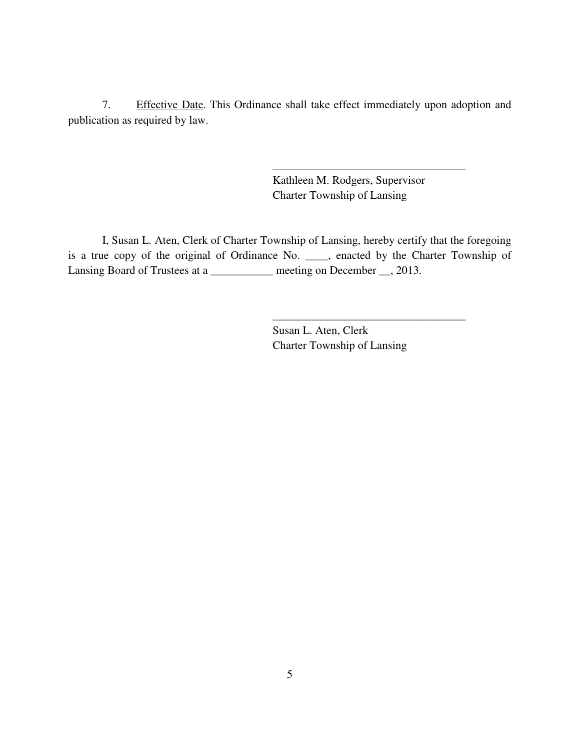7. Effective Date. This Ordinance shall take effect immediately upon adoption and publication as required by law.

\_\_\_\_\_\_\_\_\_\_\_\_\_\_\_\_\_\_\_\_\_\_\_\_\_\_\_\_\_\_\_\_\_\_
Kathleen M. Rodgers, Supervisor
Charter Township of Lansing

I, Susan L. Aten, Clerk of Charter Township of Lansing, hereby certify that the foregoing is a true copy of the original of Ordinance No. \_\_\_\_, enacted by the Charter Township of Lansing Board of Trustees at a \_\_\_\_\_\_\_\_\_\_\_ meeting on December \_\_, 2013.

\_\_\_\_\_\_\_\_\_\_\_\_\_\_\_\_\_\_\_\_\_\_\_\_\_\_\_\_\_\_\_\_\_\_
Susan L. Aten, Clerk
Charter Township of Lansing